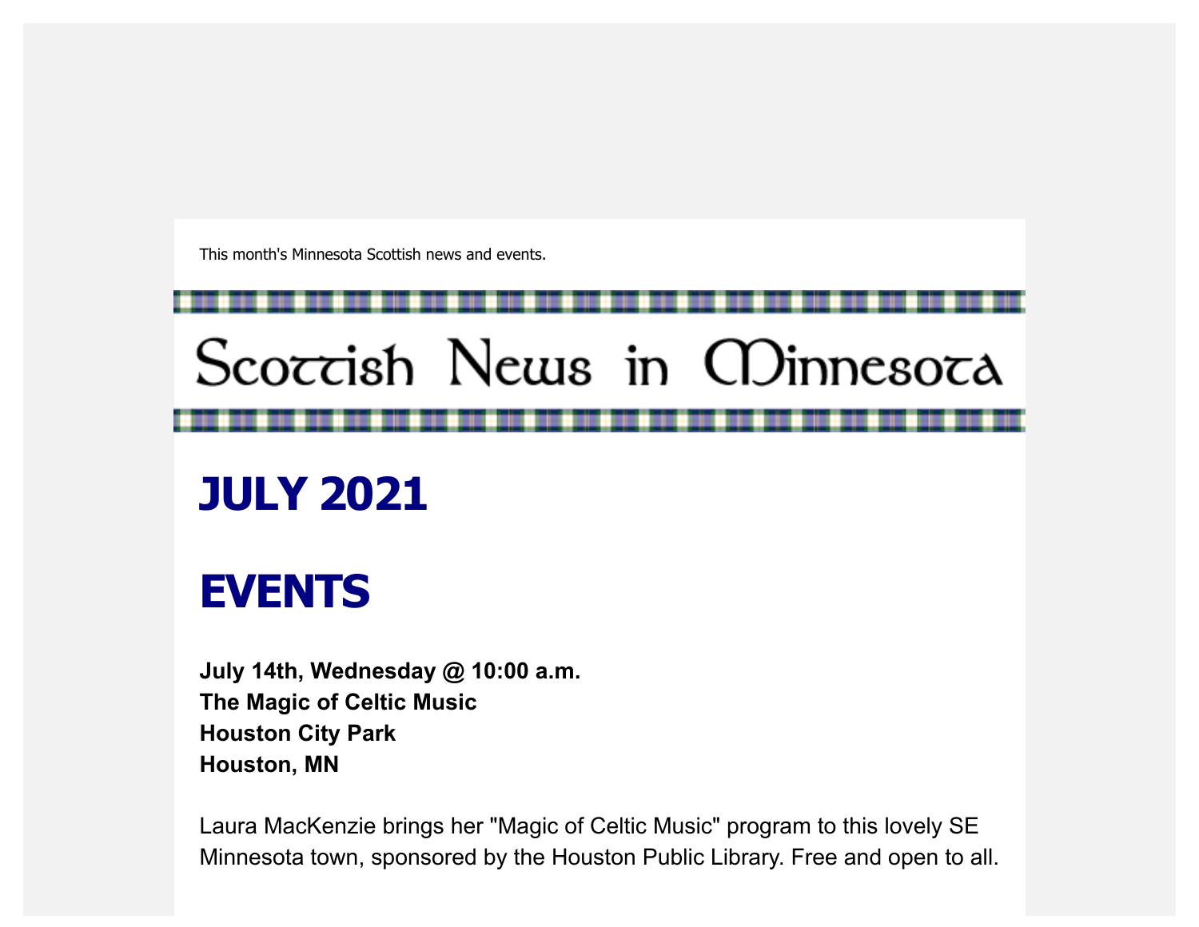This month's Minnesota Scottish news and events.

# Scottish News in Minnesota

## JULY 2021

## EVENTS

**July 14th, Wednesday @ 10:00 a.m.**
**The Magic of Celtic Music**
**Houston City Park**
**Houston, MN**

Laura MacKenzie brings her "Magic of Celtic Music" program to this lovely SE Minnesota town, sponsored by the Houston Public Library. Free and open to all.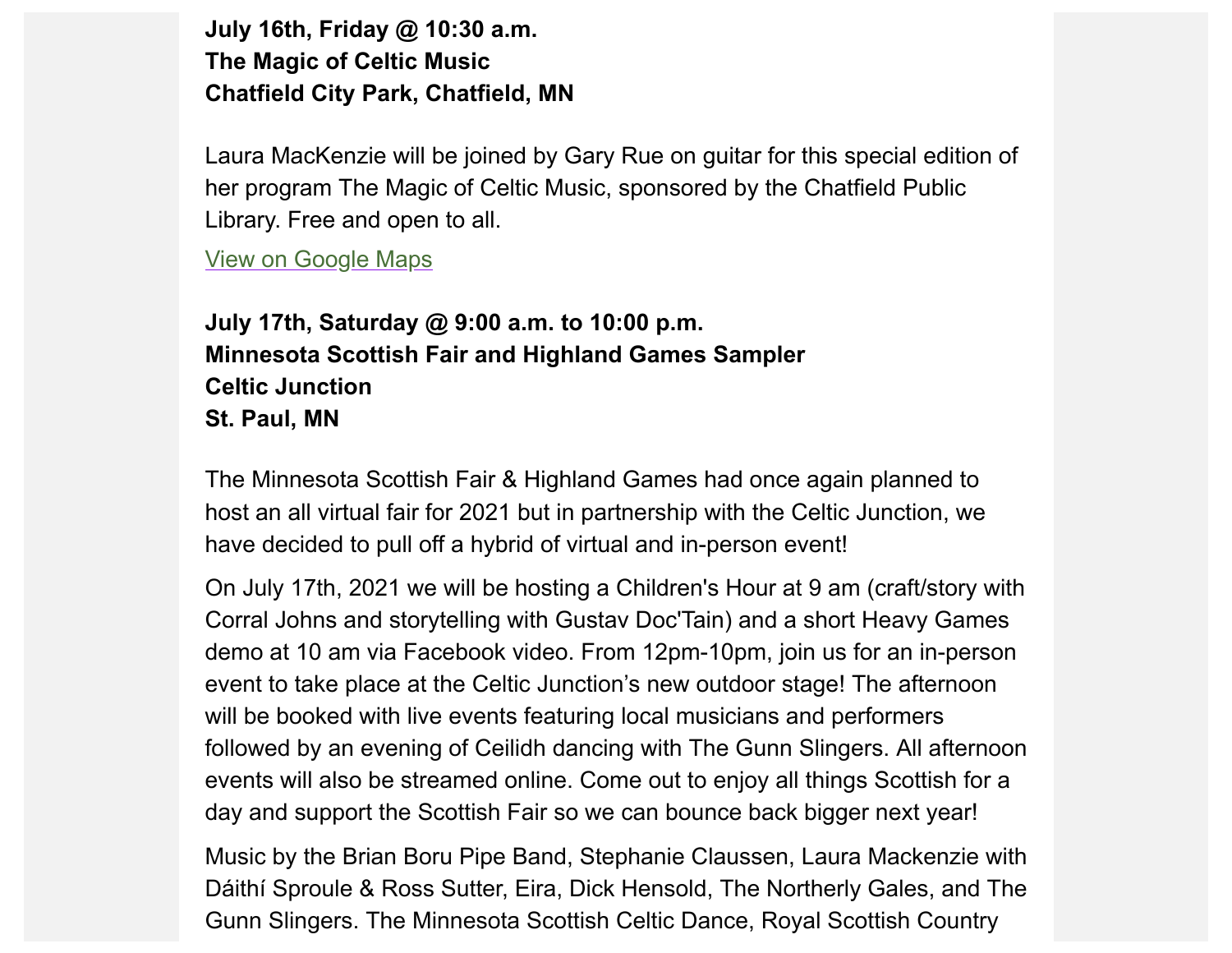**July 16th, Friday @ 10:30 a.m.**
**The Magic of Celtic Music**
**Chatfield City Park, Chatfield, MN**

Laura MacKenzie will be joined by Gary Rue on guitar for this special edition of her program The Magic of Celtic Music, sponsored by the Chatfield Public Library. Free and open to all.

View on Google Maps

**July 17th, Saturday @ 9:00 a.m. to 10:00 p.m.**
**Minnesota Scottish Fair and Highland Games Sampler**
**Celtic Junction**
**St. Paul, MN**

The Minnesota Scottish Fair & Highland Games had once again planned to host an all virtual fair for 2021 but in partnership with the Celtic Junction, we have decided to pull off a hybrid of virtual and in-person event!

On July 17th, 2021 we will be hosting a Children's Hour at 9 am (craft/story with Corral Johns and storytelling with Gustav Doc'Tain) and a short Heavy Games demo at 10 am via Facebook video. From 12pm-10pm, join us for an in-person event to take place at the Celtic Junction's new outdoor stage! The afternoon will be booked with live events featuring local musicians and performers followed by an evening of Ceilidh dancing with The Gunn Slingers. All afternoon events will also be streamed online. Come out to enjoy all things Scottish for a day and support the Scottish Fair so we can bounce back bigger next year!

Music by the Brian Boru Pipe Band, Stephanie Claussen, Laura Mackenzie with Dáithí Sproule & Ross Sutter, Eira, Dick Hensold, The Northerly Gales, and The Gunn Slingers. The Minnesota Scottish Celtic Dance, Royal Scottish Country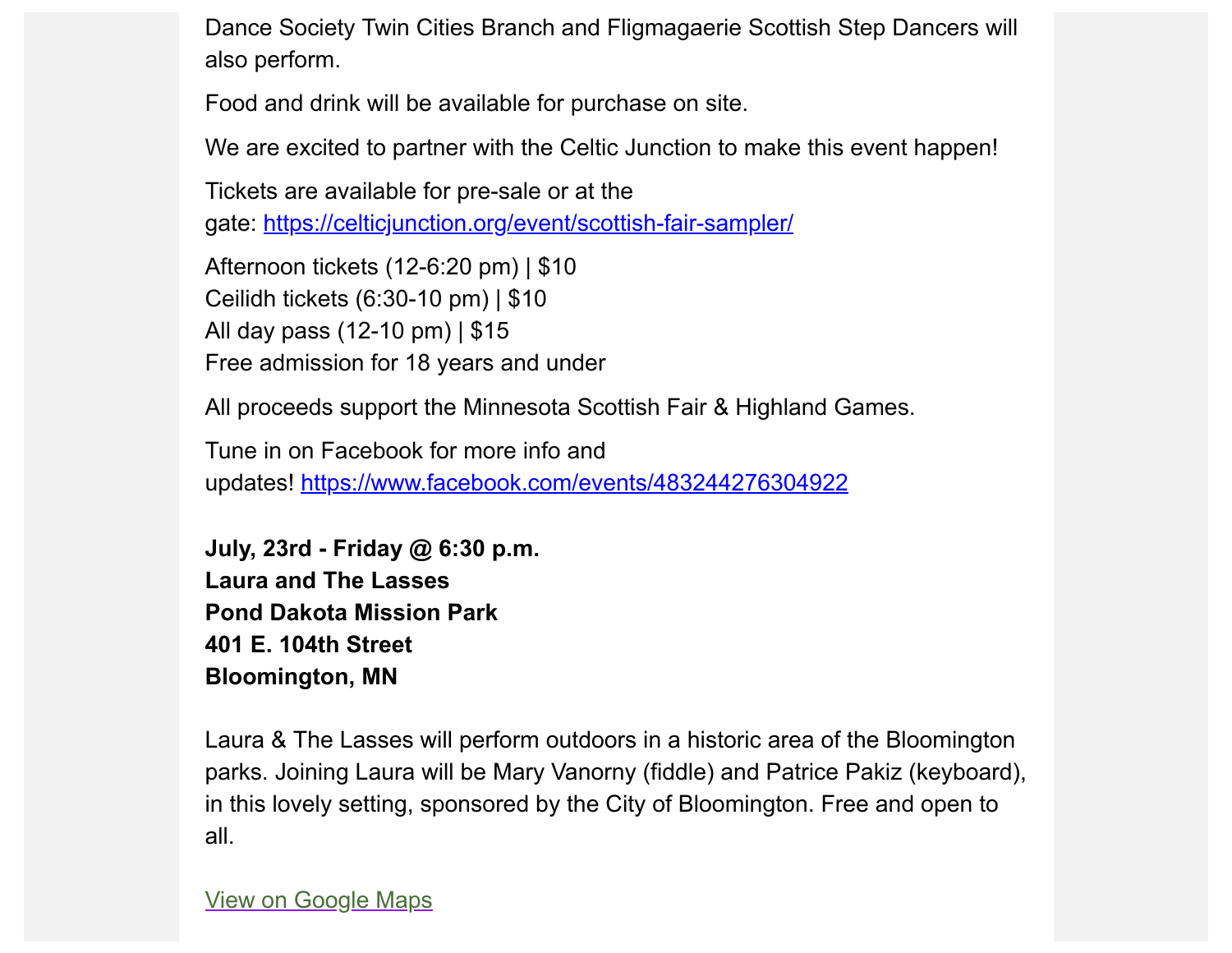Dance Society Twin Cities Branch and Fligmagaerie Scottish Step Dancers will also perform.

Food and drink will be available for purchase on site.

We are excited to partner with the Celtic Junction to make this event happen!

Tickets are available for pre-sale or at the gate: [https://celticjunction.org/event/scottish-fair-sampler/](https://celticjunction.org/event/scottish-fair-sampler/)

Afternoon tickets (12-6:20 pm) | $10
Ceilidh tickets (6:30-10 pm) | $10
All day pass (12-10 pm) | $15
Free admission for 18 years and under

All proceeds support the Minnesota Scottish Fair & Highland Games.

Tune in on Facebook for more info and updates! [https://www.facebook.com/events/483244276304922](https://www.facebook.com/events/483244276304922)

**July, 23rd - Friday @ 6:30 p.m.**
**Laura and The Lasses**
**Pond Dakota Mission Park**
**401 E. 104th Street**
**Bloomington, MN**

Laura & The Lasses will perform outdoors in a historic area of the Bloomington parks. Joining Laura will be Mary Vanorny (fiddle) and Patrice Pakiz (keyboard), in this lovely setting, sponsored by the City of Bloomington. Free and open to all.

[View on Google Maps]()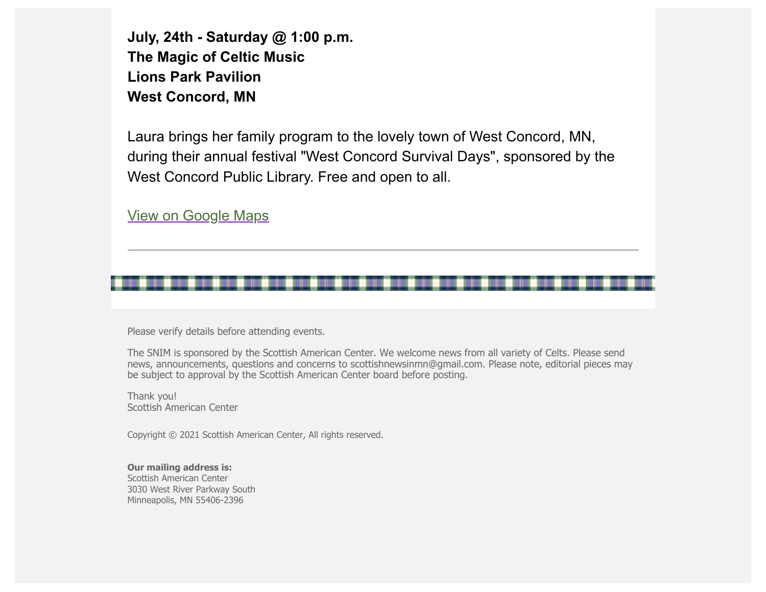**July, 24th - Saturday @ 1:00 p.m.**
**The Magic of Celtic Music**
**Lions Park Pavilion**
**West Concord, MN**

Laura brings her family program to the lovely town of West Concord, MN, during their annual festival "West Concord Survival Days", sponsored by the West Concord Public Library. Free and open to all.

View on Google Maps

---

Please verify details before attending events.

The SNIM is sponsored by the Scottish American Center. We welcome news from all variety of Celts. Please send news, announcements, questions and concerns to scottishnewsinmn@gmail.com. Please note, editorial pieces may be subject to approval by the Scottish American Center board before posting.

Thank you!
Scottish American Center

Copyright © 2021 Scottish American Center, All rights reserved.

**Our mailing address is:**
Scottish American Center
3030 West River Parkway South
Minneapolis, MN 55406-2396